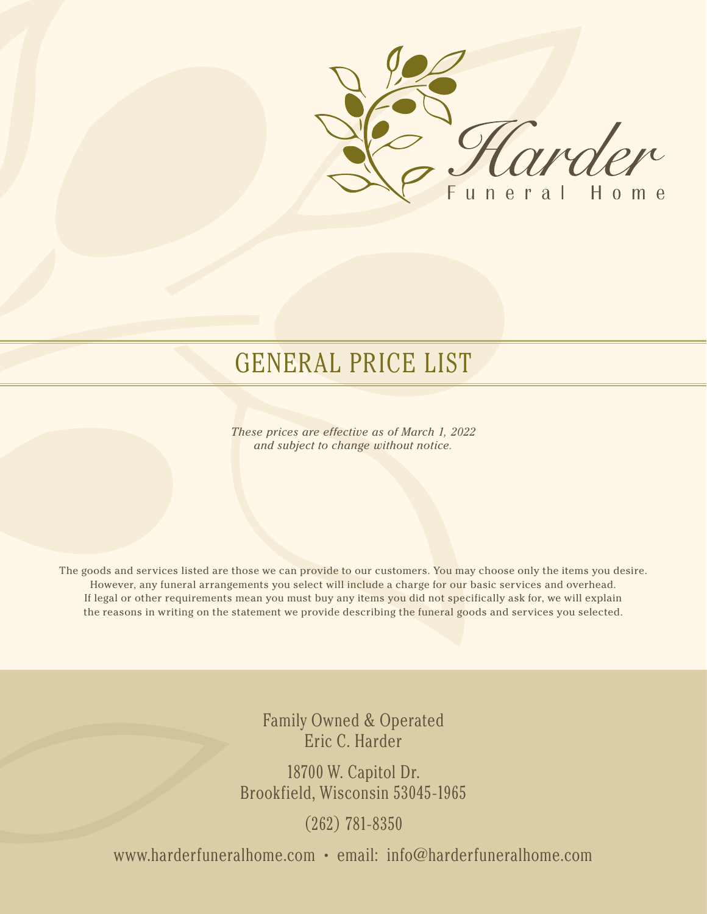Harder

Funeral Home

# GENERAL PRICE LIST

*These prices are effective as of March 1, 2022*
*and subject to change without notice.*

The goods and services listed are those we can provide to our customers. You may choose only the items you desire. However, any funeral arrangements you select will include a charge for our basic services and overhead. If legal or other requirements mean you must buy any items you did not specifically ask for, we will explain the reasons in writing on the statement we provide describing the funeral goods and services you selected.

Family Owned & Operated
Eric C. Harder

18700 W. Capitol Dr.
Brookfield, Wisconsin 53045-1965

(262) 781-8350

www.harderfuneralhome.com • email: info@harderfuneralhome.com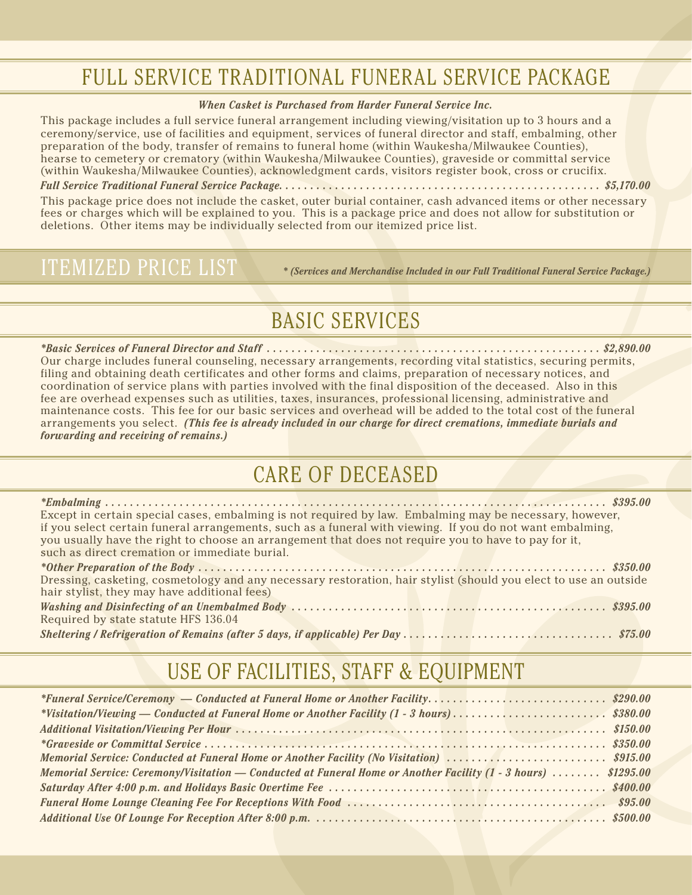## FULL SERVICE TRADITIONAL FUNERAL SERVICE PACKAGE

***When Casket is Purchased from Harder Funeral Service Inc.***

This package includes a full service funeral arrangement including viewing/visitation up to 3 hours and a ceremony/service, use of facilities and equipment, services of funeral director and staff, embalming, other preparation of the body, transfer of remains to funeral home (within Waukesha/Milwaukee Counties), hearse to cemetery or crematory (within Waukesha/Milwaukee Counties), graveside or committal service (within Waukesha/Milwaukee Counties), acknowledgment cards, visitors register book, cross or crucifix.

***Full Service Traditional Funeral Service Package. . . . . . . . . . . . . . . . . . . . . . . . . . . . . . . . . . . . . . . . . . . . . . . . . . . . $5,170.00***

This package price does not include the casket, outer burial container, cash advanced items or other necessary fees or charges which will be explained to you. This is a package price and does not allow for substitution or deletions. Other items may be individually selected from our itemized price list.

## ITEMIZED PRICE LIST

*\* (Services and Merchandise Included in our Full Traditional Funeral Service Package.)*

## BASIC SERVICES

***\*Basic Services of Funeral Director and Staff . . . . . . . . . . . . . . . . . . . . . . . . . . . . . . . . . . . . . . . . . . . . . . . . . . . . . . $2,890.00***

Our charge includes funeral counseling, necessary arrangements, recording vital statistics, securing permits, filing and obtaining death certificates and other forms and claims, preparation of necessary notices, and coordination of service plans with parties involved with the final disposition of the deceased. Also in this fee are overhead expenses such as utilities, taxes, insurances, professional licensing, administrative and maintenance costs. This fee for our basic services and overhead will be added to the total cost of the funeral arrangements you select. ***(This fee is already included in our charge for direct cremations, immediate burials and forwarding and receiving of remains.)***

## CARE OF DECEASED

***\*Embalming . . . . . . . . . . . . . . . . . . . . . . . . . . . . . . . . . . . . . . . . . . . . . . . . . . . . . . . . . . . . . . . . . . . . . . . . . . . . . . . . $395.00***

Except in certain special cases, embalming is not required by law. Embalming may be necessary, however, if you select certain funeral arrangements, such as a funeral with viewing. If you do not want embalming, you usually have the right to choose an arrangement that does not require you to have to pay for it, such as direct cremation or immediate burial.

***\*Other Preparation of the Body . . . . . . . . . . . . . . . . . . . . . . . . . . . . . . . . . . . . . . . . . . . . . . . . . . . . . . . . . . . . . . . . . . $350.00***

Dressing, casketing, cosmetology and any necessary restoration, hair stylist (should you elect to use an outside hair stylist, they may have additional fees)

***Washing and Disinfecting of an Unembalmed Body . . . . . . . . . . . . . . . . . . . . . . . . . . . . . . . . . . . . . . . . . . . . . . . . . . . $395.00***

Required by state statute HFS 136.04

***Sheltering / Refrigeration of Remains (after 5 days, if applicable) Per Day . . . . . . . . . . . . . . . . . . . . . . . . . . . . . . . . . . $75.00***

## USE OF FACILITIES, STAFF & EQUIPMENT

***\*Funeral Service/Ceremony — Conducted at Funeral Home or Another Facility. . . . . . . . . . . . . . . . . . . . . . . . . . . . . $290.00***

***\*Visitation/Viewing — Conducted at Funeral Home or Another Facility (1 - 3 hours) . . . . . . . . . . . . . . . . . . . . . . . . . $380.00***

***Additional Visitation/Viewing Per Hour . . . . . . . . . . . . . . . . . . . . . . . . . . . . . . . . . . . . . . . . . . . . . . . . . . . . . . . . . . . . . $150.00***

***\*Graveside or Committal Service . . . . . . . . . . . . . . . . . . . . . . . . . . . . . . . . . . . . . . . . . . . . . . . . . . . . . . . . . . . . . . . . . . $350.00***

***Memorial Service: Conducted at Funeral Home or Another Facility (No Visitation) . . . . . . . . . . . . . . . . . . . . . . . . . . $915.00***

***Memorial Service: Ceremony/Visitation — Conducted at Funeral Home or Another Facility (1 - 3 hours) . . . . . . . . $1295.00***

***Saturday After 4:00 p.m. and Holidays Basic Overtime Fee . . . . . . . . . . . . . . . . . . . . . . . . . . . . . . . . . . . . . . . . . . . . . $400.00***

***Funeral Home Lounge Cleaning Fee For Receptions With Food . . . . . . . . . . . . . . . . . . . . . . . . . . . . . . . . . . . . . . . . . . $95.00***

***Additional Use Of Lounge For Reception After 8:00 p.m. . . . . . . . . . . . . . . . . . . . . . . . . . . . . . . . . . . . . . . . . . . . . . . . $500.00***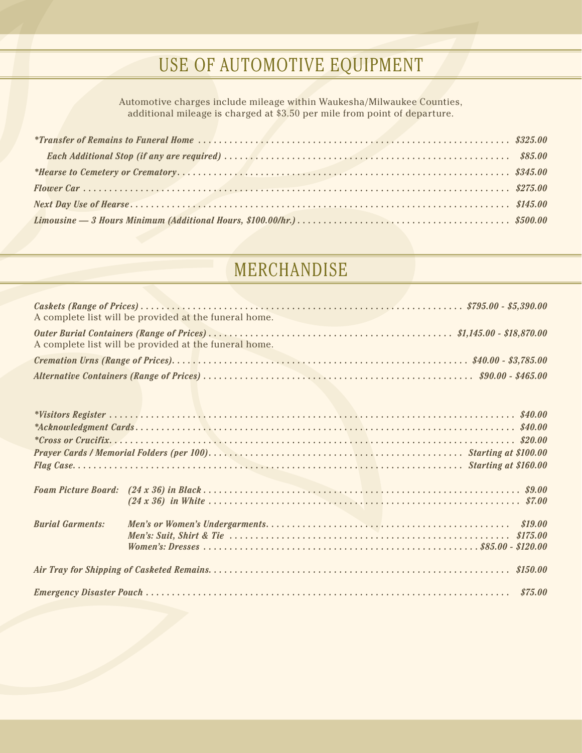# USE OF AUTOMOTIVE EQUIPMENT

Automotive charges include mileage within Waukesha/Milwaukee Counties, additional mileage is charged at $3.50 per mile from point of departure.

| Item | Price |
|---|---|
| *\*Transfer of Remains to Funeral Home* | *$325.00* |
| *Each Additional Stop (if any are required)* | *$85.00* |
| *\*Hearse to Cemetery or Crematory* | *$345.00* |
| *Flower Car* | *$275.00* |
| *Next Day Use of Hearse* | *$145.00* |
| *Limousine — 3 Hours Minimum (Additional Hours, $100.00/hr.)* | *$500.00* |

# MERCHANDISE

| Item | Price |
|---|---|
| *Caskets (Range of Prices)*<br>A complete list will be provided at the funeral home. | *$795.00 - $5,390.00* |
| *Outer Burial Containers (Range of Prices)*<br>A complete list will be provided at the funeral home. | *$1,145.00 - $18,870.00* |
| *Cremation Urns (Range of Prices)* | *$40.00 - $3,785.00* |
| *Alternative Containers (Range of Prices)* | *$90.00 - $465.00* |

| Item | | Price |
|---|---|---|
| *\*Visitors Register* | | *$40.00* |
| *\*Acknowledgment Cards* | | *$40.00* |
| *\*Cross or Crucifix* | | *$20.00* |
| *Prayer Cards / Memorial Folders (per 100)* | | *Starting at $100.00* |
| *Flag Case* | | *Starting at $160.00* |
| *Foam Picture Board:* | *(24 x 36) in Black* | *$9.00* |
| | *(24 x 36) in White* | *$7.00* |
| *Burial Garments:* | *Men's or Women's Undergarments* | *$19.00* |
| | *Men's: Suit, Shirt & Tie* | *$175.00* |
| | *Women's: Dresses* | *$85.00 - $120.00* |
| *Air Tray for Shipping of Casketed Remains* | | *$150.00* |
| *Emergency Disaster Pouch* | | *$75.00* |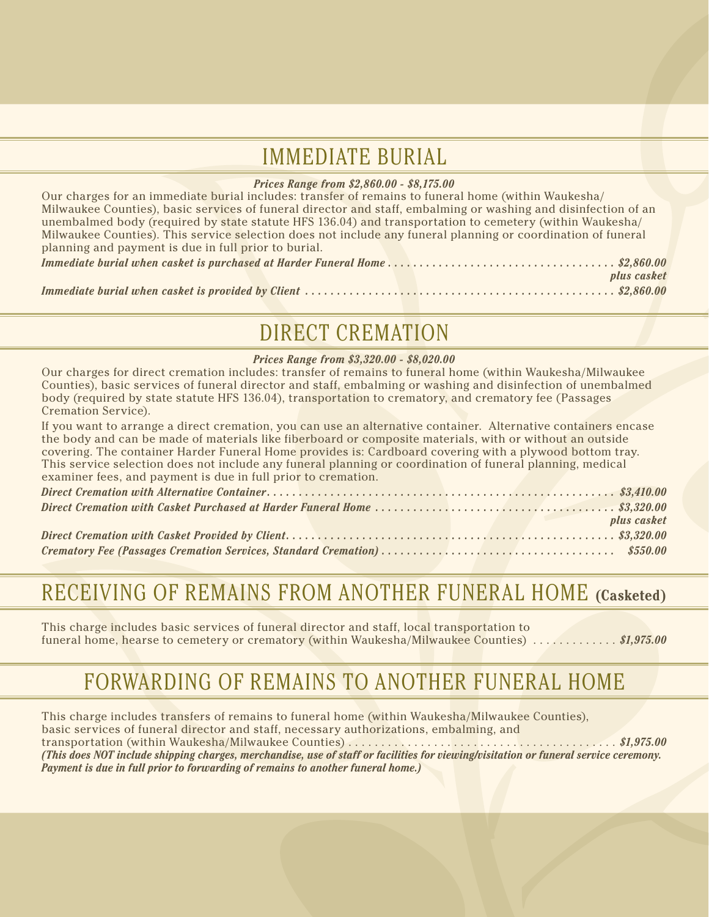## IMMEDIATE BURIAL

***Prices Range from $2,860.00 - $8,175.00***

Our charges for an immediate burial includes: transfer of remains to funeral home (within Waukesha/Milwaukee Counties), basic services of funeral director and staff, embalming or washing and disinfection of an unembalmed body (required by state statute HFS 136.04) and transportation to cemetery (within Waukesha/Milwaukee Counties). This service selection does not include any funeral planning or coordination of funeral planning and payment is due in full prior to burial.

***Immediate burial when casket is purchased at Harder Funeral Home*** . . . . . . . . . . . . . . . . . . . . . . . . . . . . . . . . . . . . ***$2,860.00 plus casket***

***Immediate burial when casket is provided by Client*** . . . . . . . . . . . . . . . . . . . . . . . . . . . . . . . . . . . . . . . . . . . . . . . . . ***$2,860.00***

## DIRECT CREMATION

***Prices Range from $3,320.00 - $8,020.00***

Our charges for direct cremation includes: transfer of remains to funeral home (within Waukesha/Milwaukee Counties), basic services of funeral director and staff, embalming or washing and disinfection of unembalmed body (required by state statute HFS 136.04), transportation to crematory, and crematory fee (Passages Cremation Service).

If you want to arrange a direct cremation, you can use an alternative container. Alternative containers encase the body and can be made of materials like fiberboard or composite materials, with or without an outside covering. The container Harder Funeral Home provides is: Cardboard covering with a plywood bottom tray. This service selection does not include any funeral planning or coordination of funeral planning, medical examiner fees, and payment is due in full prior to cremation.

***Direct Cremation with Alternative Container*** . . . . . . . . . . . . . . . . . . . . . . . . . . . . . . . . . . . . . . . . . . . . . . . . . . . . . . ***$3,410.00***

***Direct Cremation with Casket Purchased at Harder Funeral Home*** . . . . . . . . . . . . . . . . . . . . . . . . . . . . . . . . . . . . . . ***$3,320.00 plus casket***

***Direct Cremation with Casket Provided by Client*** . . . . . . . . . . . . . . . . . . . . . . . . . . . . . . . . . . . . . . . . . . . . . . . . . . . . ***$3,320.00***

***Crematory Fee (Passages Cremation Services, Standard Cremation)*** . . . . . . . . . . . . . . . . . . . . . . . . . . . . . . . . . . . . . ***$550.00***

## RECEIVING OF REMAINS FROM ANOTHER FUNERAL HOME **(Casketed)**

This charge includes basic services of funeral director and staff, local transportation to funeral home, hearse to cemetery or crematory (within Waukesha/Milwaukee Counties) . . . . . . . . . . . . . ***$1,975.00***

## FORWARDING OF REMAINS TO ANOTHER FUNERAL HOME

This charge includes transfers of remains to funeral home (within Waukesha/Milwaukee Counties), basic services of funeral director and staff, necessary authorizations, embalming, and transportation (within Waukesha/Milwaukee Counties) . . . . . . . . . . . . . . . . . . . . . . . . . . . . . . . . . . . . . . . . . . ***$1,975.00***

***(This does NOT include shipping charges, merchandise, use of staff or facilities for viewing/visitation or funeral service ceremony. Payment is due in full prior to forwarding of remains to another funeral home.)***